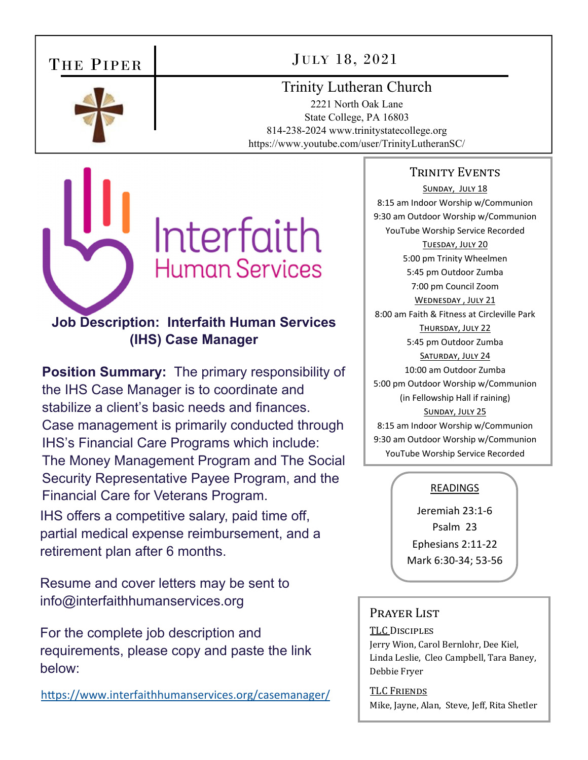# THE PIPER

**JULY 18, 2021**

## Trinity Lutheran Church

2221 North Oak Lane
State College, PA 16803
814-238-2024 www.trinitystatecollege.org
https://www.youtube.com/user/TrinityLutheranSC/

Interfaith
Human Services

### Job Description: Interfaith Human Services (IHS) Case Manager

**Position Summary:** The primary responsibility of the IHS Case Manager is to coordinate and stabilize a client's basic needs and finances. Case management is primarily conducted through IHS's Financial Care Programs which include: The Money Management Program and The Social Security Representative Payee Program, and the Financial Care for Veterans Program.

IHS offers a competitive salary, paid time off, partial medical expense reimbursement, and a retirement plan after 6 months.

Resume and cover letters may be sent to info@interfaithhumanservices.org

For the complete job description and requirements, please copy and paste the link below:

https://www.interfaithhumanservices.org/casemanager/

## TRINITY EVENTS

**SUNDAY, JULY 18**
8:15 am Indoor Worship w/Communion
9:30 am Outdoor Worship w/Communion
YouTube Worship Service Recorded

**TUESDAY, JULY 20**
5:00 pm Trinity Wheelmen
5:45 pm Outdoor Zumba
7:00 pm Council Zoom

**WEDNESDAY , JULY 21**
8:00 am Faith & Fitness at Circleville Park

**THURSDAY, JULY 22**
5:45 pm Outdoor Zumba

**SATURDAY, JULY 24**
10:00 am Outdoor Zumba
5:00 pm Outdoor Worship w/Communion
(in Fellowship Hall if raining)

**SUNDAY, JULY 25**
8:15 am Indoor Worship w/Communion
9:30 am Outdoor Worship w/Communion
YouTube Worship Service Recorded

## READINGS

Jeremiah 23:1-6
Psalm 23
Ephesians 2:11-22
Mark 6:30-34; 53-56

## PRAYER LIST

**TLC DISCIPLES**
Jerry Wion, Carol Bernlohr, Dee Kiel, Linda Leslie, Cleo Campbell, Tara Baney, Debbie Fryer

**TLC FRIENDS**
Mike, Jayne, Alan, Steve, Jeff, Rita Shetler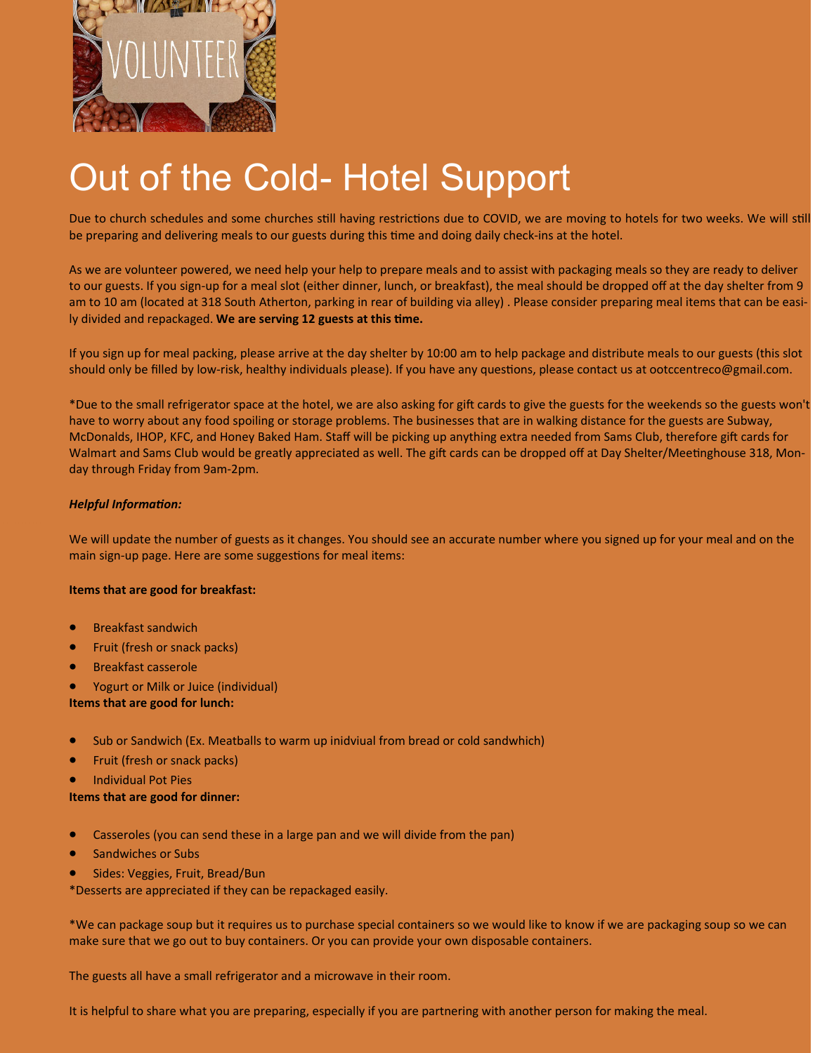# Out of the Cold- Hotel Support

Due to church schedules and some churches still having restrictions due to COVID, we are moving to hotels for two weeks. We will still be preparing and delivering meals to our guests during this time and doing daily check-ins at the hotel.

As we are volunteer powered, we need help your help to prepare meals and to assist with packaging meals so they are ready to deliver to our guests. If you sign-up for a meal slot (either dinner, lunch, or breakfast), the meal should be dropped off at the day shelter from 9 am to 10 am (located at 318 South Atherton, parking in rear of building via alley) . Please consider preparing meal items that can be easily divided and repackaged. **We are serving 12 guests at this time.**

If you sign up for meal packing, please arrive at the day shelter by 10:00 am to help package and distribute meals to our guests (this slot should only be filled by low-risk, healthy individuals please). If you have any questions, please contact us at ootccentreco@gmail.com.

*Due to the small refrigerator space at the hotel, we are also asking for gift cards to give the guests for the weekends so the guests won't have to worry about any food spoiling or storage problems. The businesses that are in walking distance for the guests are Subway, McDonalds, IHOP, KFC, and Honey Baked Ham. Staff will be picking up anything extra needed from Sams Club, therefore gift cards for Walmart and Sams Club would be greatly appreciated as well. The gift cards can be dropped off at Day Shelter/Meetinghouse 318, Monday through Friday from 9am-2pm.

***Helpful Information:***

We will update the number of guests as it changes. You should see an accurate number where you signed up for your meal and on the main sign-up page. Here are some suggestions for meal items:

**Items that are good for breakfast:**

- Breakfast sandwich
- Fruit (fresh or snack packs)
- Breakfast casserole
- Yogurt or Milk or Juice (individual)

**Items that are good for lunch:**

- Sub or Sandwich (Ex. Meatballs to warm up inidviual from bread or cold sandwhich)
- Fruit (fresh or snack packs)
- Individual Pot Pies

**Items that are good for dinner:**

- Casseroles (you can send these in a large pan and we will divide from the pan)
- Sandwiches or Subs
- Sides: Veggies, Fruit, Bread/Bun

*Desserts are appreciated if they can be repackaged easily.

*We can package soup but it requires us to purchase special containers so we would like to know if we are packaging soup so we can make sure that we go out to buy containers. Or you can provide your own disposable containers.

The guests all have a small refrigerator and a microwave in their room.

It is helpful to share what you are preparing, especially if you are partnering with another person for making the meal.